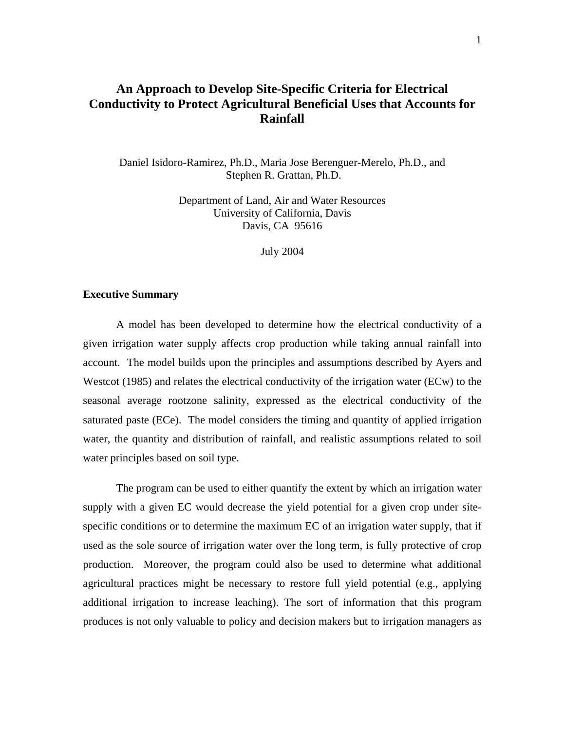# An Approach to Develop Site-Specific Criteria for Electrical Conductivity to Protect Agricultural Beneficial Uses that Accounts for Rainfall

Daniel Isidoro-Ramirez, Ph.D., Maria Jose Berenguer-Merelo, Ph.D., and Stephen R. Grattan, Ph.D.

Department of Land, Air and Water Resources
University of California, Davis
Davis, CA 95616

July 2004

## Executive Summary

A model has been developed to determine how the electrical conductivity of a given irrigation water supply affects crop production while taking annual rainfall into account. The model builds upon the principles and assumptions described by Ayers and Westcot (1985) and relates the electrical conductivity of the irrigation water (ECw) to the seasonal average rootzone salinity, expressed as the electrical conductivity of the saturated paste (ECe). The model considers the timing and quantity of applied irrigation water, the quantity and distribution of rainfall, and realistic assumptions related to soil water principles based on soil type.

The program can be used to either quantify the extent by which an irrigation water supply with a given EC would decrease the yield potential for a given crop under site-specific conditions or to determine the maximum EC of an irrigation water supply, that if used as the sole source of irrigation water over the long term, is fully protective of crop production. Moreover, the program could also be used to determine what additional agricultural practices might be necessary to restore full yield potential (e.g., applying additional irrigation to increase leaching). The sort of information that this program produces is not only valuable to policy and decision makers but to irrigation managers as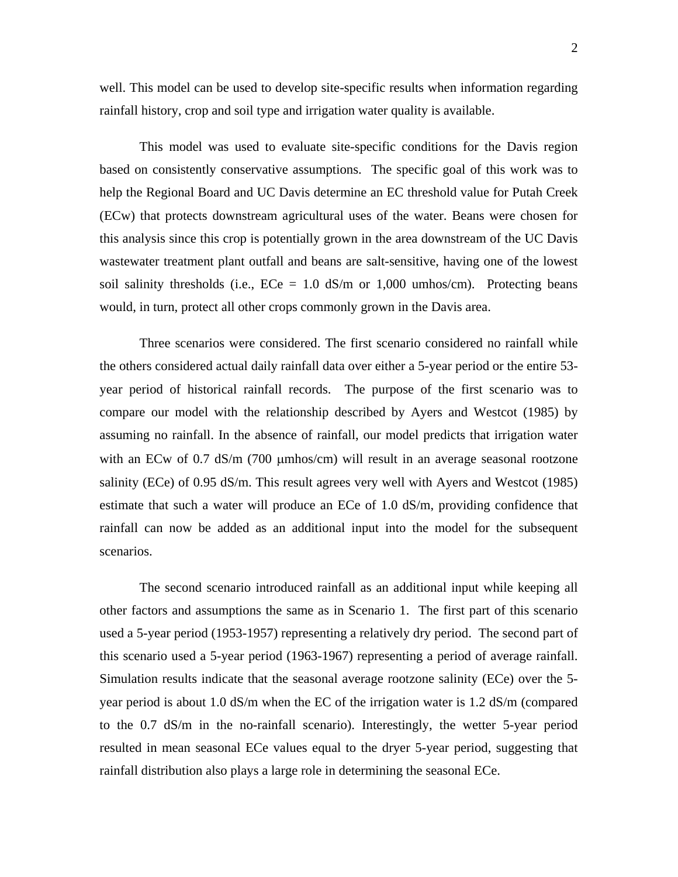well. This model can be used to develop site-specific results when information regarding rainfall history, crop and soil type and irrigation water quality is available.

This model was used to evaluate site-specific conditions for the Davis region based on consistently conservative assumptions. The specific goal of this work was to help the Regional Board and UC Davis determine an EC threshold value for Putah Creek (ECw) that protects downstream agricultural uses of the water. Beans were chosen for this analysis since this crop is potentially grown in the area downstream of the UC Davis wastewater treatment plant outfall and beans are salt-sensitive, having one of the lowest soil salinity thresholds (i.e., ECe = 1.0 dS/m or 1,000 umhos/cm). Protecting beans would, in turn, protect all other crops commonly grown in the Davis area.

Three scenarios were considered. The first scenario considered no rainfall while the others considered actual daily rainfall data over either a 5-year period or the entire 53-year period of historical rainfall records. The purpose of the first scenario was to compare our model with the relationship described by Ayers and Westcot (1985) by assuming no rainfall. In the absence of rainfall, our model predicts that irrigation water with an ECw of 0.7 dS/m (700 μmhos/cm) will result in an average seasonal rootzone salinity (ECe) of 0.95 dS/m. This result agrees very well with Ayers and Westcot (1985) estimate that such a water will produce an ECe of 1.0 dS/m, providing confidence that rainfall can now be added as an additional input into the model for the subsequent scenarios.

The second scenario introduced rainfall as an additional input while keeping all other factors and assumptions the same as in Scenario 1. The first part of this scenario used a 5-year period (1953-1957) representing a relatively dry period. The second part of this scenario used a 5-year period (1963-1967) representing a period of average rainfall. Simulation results indicate that the seasonal average rootzone salinity (ECe) over the 5-year period is about 1.0 dS/m when the EC of the irrigation water is 1.2 dS/m (compared to the 0.7 dS/m in the no-rainfall scenario). Interestingly, the wetter 5-year period resulted in mean seasonal ECe values equal to the dryer 5-year period, suggesting that rainfall distribution also plays a large role in determining the seasonal ECe.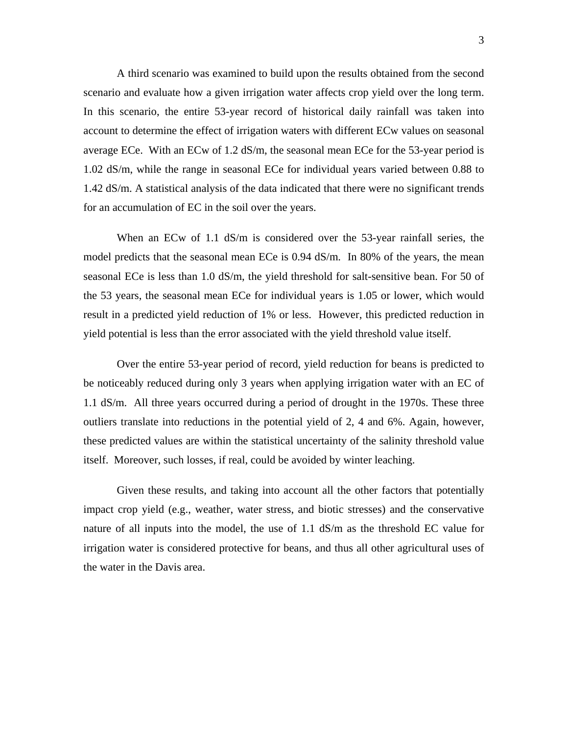A third scenario was examined to build upon the results obtained from the second scenario and evaluate how a given irrigation water affects crop yield over the long term. In this scenario, the entire 53-year record of historical daily rainfall was taken into account to determine the effect of irrigation waters with different ECw values on seasonal average ECe. With an ECw of 1.2 dS/m, the seasonal mean ECe for the 53-year period is 1.02 dS/m, while the range in seasonal ECe for individual years varied between 0.88 to 1.42 dS/m. A statistical analysis of the data indicated that there were no significant trends for an accumulation of EC in the soil over the years.

When an ECw of 1.1 dS/m is considered over the 53-year rainfall series, the model predicts that the seasonal mean ECe is 0.94 dS/m. In 80% of the years, the mean seasonal ECe is less than 1.0 dS/m, the yield threshold for salt-sensitive bean. For 50 of the 53 years, the seasonal mean ECe for individual years is 1.05 or lower, which would result in a predicted yield reduction of 1% or less. However, this predicted reduction in yield potential is less than the error associated with the yield threshold value itself.

Over the entire 53-year period of record, yield reduction for beans is predicted to be noticeably reduced during only 3 years when applying irrigation water with an EC of 1.1 dS/m. All three years occurred during a period of drought in the 1970s. These three outliers translate into reductions in the potential yield of 2, 4 and 6%. Again, however, these predicted values are within the statistical uncertainty of the salinity threshold value itself. Moreover, such losses, if real, could be avoided by winter leaching.

Given these results, and taking into account all the other factors that potentially impact crop yield (e.g., weather, water stress, and biotic stresses) and the conservative nature of all inputs into the model, the use of 1.1 dS/m as the threshold EC value for irrigation water is considered protective for beans, and thus all other agricultural uses of the water in the Davis area.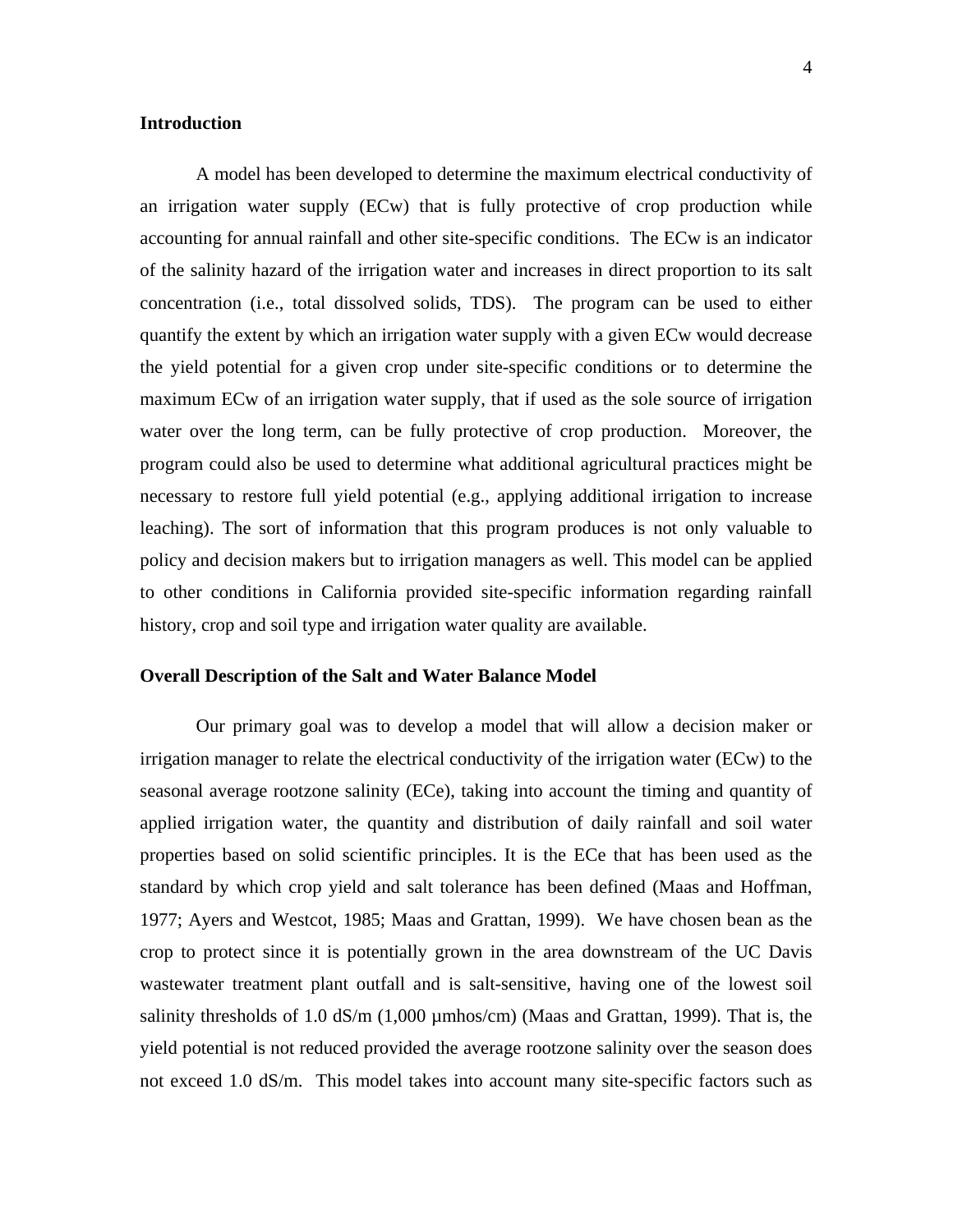## Introduction

A model has been developed to determine the maximum electrical conductivity of an irrigation water supply (ECw) that is fully protective of crop production while accounting for annual rainfall and other site-specific conditions. The ECw is an indicator of the salinity hazard of the irrigation water and increases in direct proportion to its salt concentration (i.e., total dissolved solids, TDS). The program can be used to either quantify the extent by which an irrigation water supply with a given ECw would decrease the yield potential for a given crop under site-specific conditions or to determine the maximum ECw of an irrigation water supply, that if used as the sole source of irrigation water over the long term, can be fully protective of crop production. Moreover, the program could also be used to determine what additional agricultural practices might be necessary to restore full yield potential (e.g., applying additional irrigation to increase leaching). The sort of information that this program produces is not only valuable to policy and decision makers but to irrigation managers as well. This model can be applied to other conditions in California provided site-specific information regarding rainfall history, crop and soil type and irrigation water quality are available.

## Overall Description of the Salt and Water Balance Model

Our primary goal was to develop a model that will allow a decision maker or irrigation manager to relate the electrical conductivity of the irrigation water (ECw) to the seasonal average rootzone salinity (ECe), taking into account the timing and quantity of applied irrigation water, the quantity and distribution of daily rainfall and soil water properties based on solid scientific principles. It is the ECe that has been used as the standard by which crop yield and salt tolerance has been defined (Maas and Hoffman, 1977; Ayers and Westcot, 1985; Maas and Grattan, 1999). We have chosen bean as the crop to protect since it is potentially grown in the area downstream of the UC Davis wastewater treatment plant outfall and is salt-sensitive, having one of the lowest soil salinity thresholds of 1.0 dS/m (1,000 µmhos/cm) (Maas and Grattan, 1999). That is, the yield potential is not reduced provided the average rootzone salinity over the season does not exceed 1.0 dS/m. This model takes into account many site-specific factors such as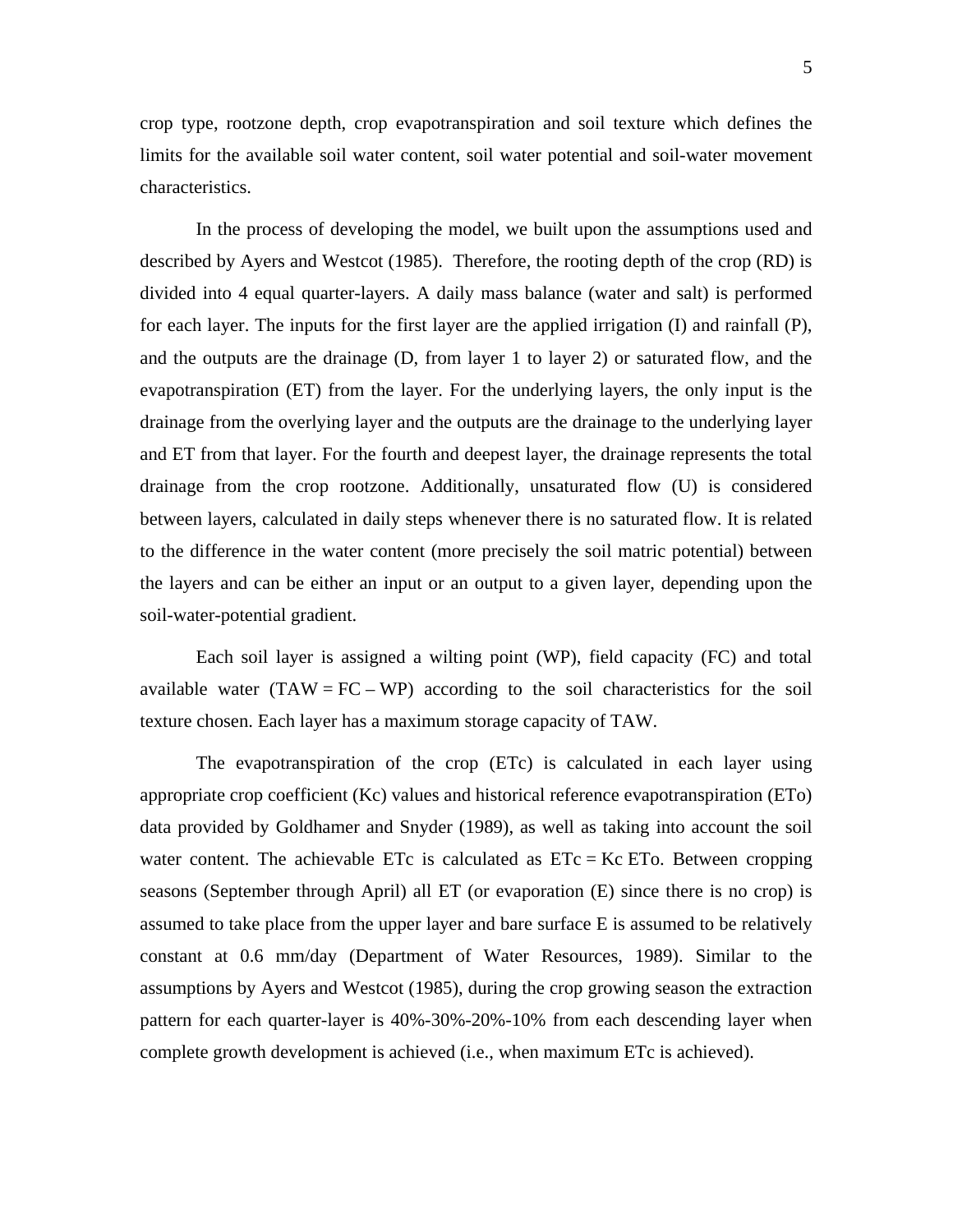crop type, rootzone depth, crop evapotranspiration and soil texture which defines the limits for the available soil water content, soil water potential and soil-water movement characteristics.

In the process of developing the model, we built upon the assumptions used and described by Ayers and Westcot (1985). Therefore, the rooting depth of the crop (RD) is divided into 4 equal quarter-layers. A daily mass balance (water and salt) is performed for each layer. The inputs for the first layer are the applied irrigation (I) and rainfall (P), and the outputs are the drainage (D, from layer 1 to layer 2) or saturated flow, and the evapotranspiration (ET) from the layer. For the underlying layers, the only input is the drainage from the overlying layer and the outputs are the drainage to the underlying layer and ET from that layer. For the fourth and deepest layer, the drainage represents the total drainage from the crop rootzone. Additionally, unsaturated flow (U) is considered between layers, calculated in daily steps whenever there is no saturated flow. It is related to the difference in the water content (more precisely the soil matric potential) between the layers and can be either an input or an output to a given layer, depending upon the soil-water-potential gradient.

Each soil layer is assigned a wilting point (WP), field capacity (FC) and total available water ($TAW = FC - WP$) according to the soil characteristics for the soil texture chosen. Each layer has a maximum storage capacity of TAW.

The evapotranspiration of the crop (ETc) is calculated in each layer using appropriate crop coefficient (Kc) values and historical reference evapotranspiration (ETo) data provided by Goldhamer and Snyder (1989), as well as taking into account the soil water content. The achievable ETc is calculated as $ETc = Kc\ ETo$. Between cropping seasons (September through April) all ET (or evaporation (E) since there is no crop) is assumed to take place from the upper layer and bare surface E is assumed to be relatively constant at 0.6 mm/day (Department of Water Resources, 1989). Similar to the assumptions by Ayers and Westcot (1985), during the crop growing season the extraction pattern for each quarter-layer is 40%-30%-20%-10% from each descending layer when complete growth development is achieved (i.e., when maximum ETc is achieved).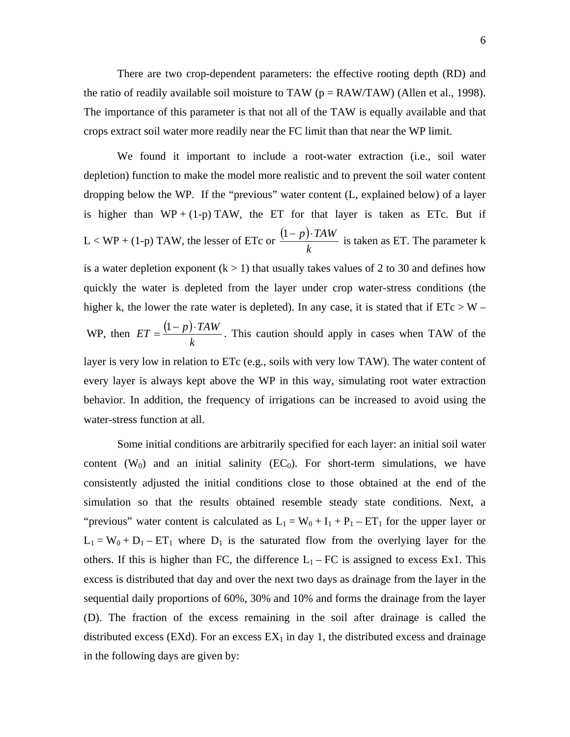There are two crop-dependent parameters: the effective rooting depth (RD) and the ratio of readily available soil moisture to TAW (p = RAW/TAW) (Allen et al., 1998). The importance of this parameter is that not all of the TAW is equally available and that crops extract soil water more readily near the FC limit than that near the WP limit.

We found it important to include a root-water extraction (i.e., soil water depletion) function to make the model more realistic and to prevent the soil water content dropping below the WP. If the "previous" water content (L, explained below) of a layer is higher than WP + (1-p) TAW, the ET for that layer is taken as ETc. But if L < WP + (1-p) TAW, the lesser of ETc or $\frac{(1-p)\cdot TAW}{k}$ is taken as ET. The parameter k is a water depletion exponent (k > 1) that usually takes values of 2 to 30 and defines how quickly the water is depleted from the layer under crop water-stress conditions (the higher k, the lower the rate water is depleted). In any case, it is stated that if ETc > W – WP, then $ET = \frac{(1-p)\cdot TAW}{k}$. This caution should apply in cases when TAW of the layer is very low in relation to ETc (e.g., soils with very low TAW). The water content of every layer is always kept above the WP in this way, simulating root water extraction behavior. In addition, the frequency of irrigations can be increased to avoid using the water-stress function at all.

Some initial conditions are arbitrarily specified for each layer: an initial soil water content ($W_0$) and an initial salinity ($EC_0$). For short-term simulations, we have consistently adjusted the initial conditions close to those obtained at the end of the simulation so that the results obtained resemble steady state conditions. Next, a "previous" water content is calculated as $L_1 = W_0 + I_1 + P_1 - ET_1$ for the upper layer or $L_1 = W_0 + D_1 - ET_1$ where $D_1$ is the saturated flow from the overlying layer for the others. If this is higher than FC, the difference $L_1$ – FC is assigned to excess Ex1. This excess is distributed that day and over the next two days as drainage from the layer in the sequential daily proportions of 60%, 30% and 10% and forms the drainage from the layer (D). The fraction of the excess remaining in the soil after drainage is called the distributed excess (EXd). For an excess $EX_1$ in day 1, the distributed excess and drainage in the following days are given by: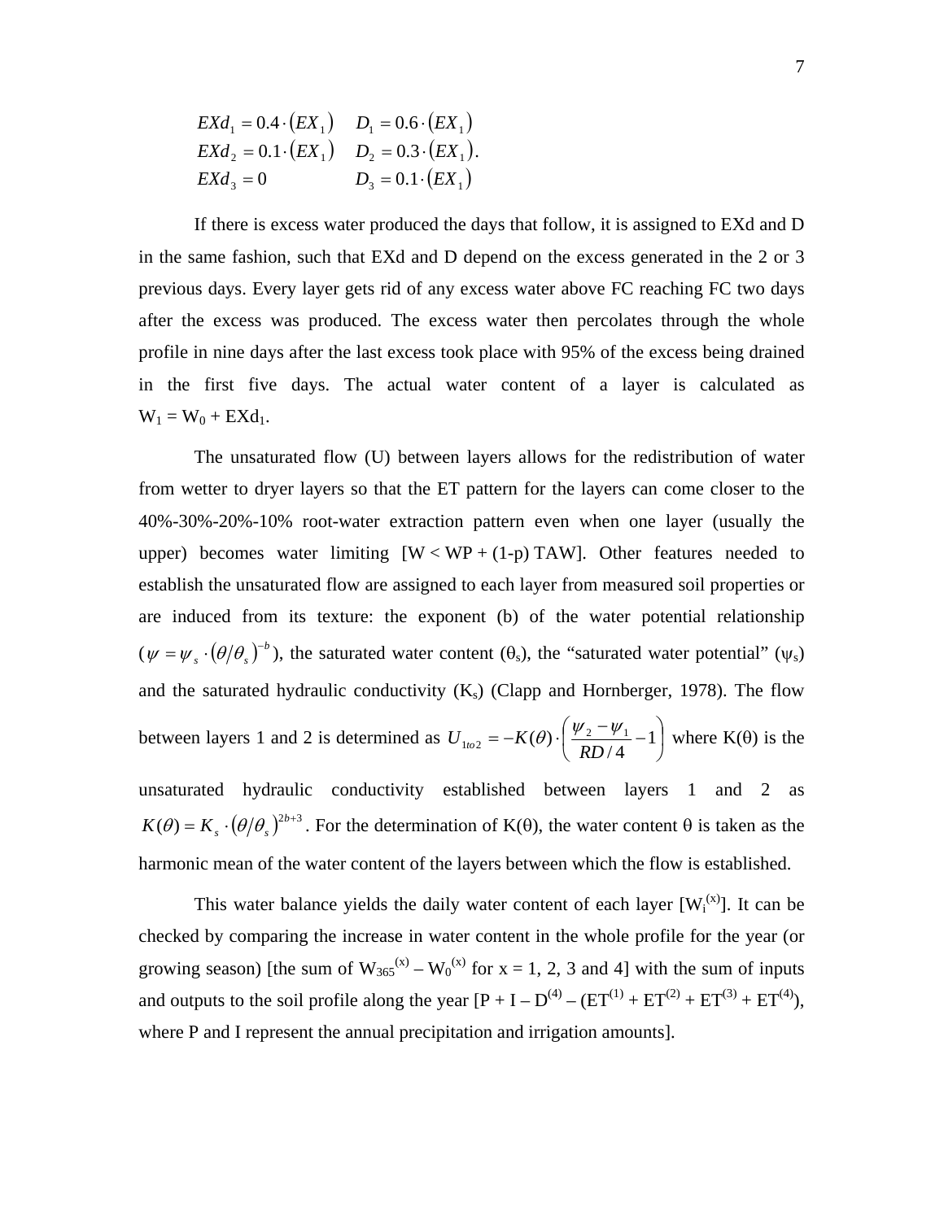$$
\begin{array}{ll}
EXd_1 = 0.4 \cdot (EX_1) & D_1 = 0.6 \cdot (EX_1) \\
EXd_2 = 0.1 \cdot (EX_1) & D_2 = 0.3 \cdot (EX_1). \\
EXd_3 = 0 & D_3 = 0.1 \cdot (EX_1)
\end{array}
$$

If there is excess water produced the days that follow, it is assigned to EXd and D in the same fashion, such that EXd and D depend on the excess generated in the 2 or 3 previous days. Every layer gets rid of any excess water above FC reaching FC two days after the excess was produced. The excess water then percolates through the whole profile in nine days after the last excess took place with 95% of the excess being drained in the first five days. The actual water content of a layer is calculated as $W_1 = W_0 + EXd_1$.

The unsaturated flow (U) between layers allows for the redistribution of water from wetter to dryer layers so that the ET pattern for the layers can come closer to the 40%-30%-20%-10% root-water extraction pattern even when one layer (usually the upper) becomes water limiting [$W < WP + (1\text{-}p)\,TAW$]. Other features needed to establish the unsaturated flow are assigned to each layer from measured soil properties or are induced from its texture: the exponent (b) of the water potential relationship ($\psi = \psi_s \cdot (\theta/\theta_s)^{-b}$), the saturated water content ($\theta_s$), the "saturated water potential" ($\psi_s$) and the saturated hydraulic conductivity ($K_s$) (Clapp and Hornberger, 1978). The flow between layers 1 and 2 is determined as $U_{1to2} = -K(\theta) \cdot \left( \frac{\psi_2 - \psi_1}{RD/4} - 1 \right)$ where $K(\theta)$ is the unsaturated hydraulic conductivity established between layers 1 and 2 as $K(\theta) = K_s \cdot (\theta/\theta_s)^{2b+3}$. For the determination of $K(\theta)$, the water content $\theta$ is taken as the harmonic mean of the water content of the layers between which the flow is established.

This water balance yields the daily water content of each layer [$W_i^{(x)}$]. It can be checked by comparing the increase in water content in the whole profile for the year (or growing season) [the sum of $W_{365}^{(x)} - W_0^{(x)}$ for x = 1, 2, 3 and 4] with the sum of inputs and outputs to the soil profile along the year [$P + I - D^{(4)} - (ET^{(1)} + ET^{(2)} + ET^{(3)} + ET^{(4)})$, where P and I represent the annual precipitation and irrigation amounts].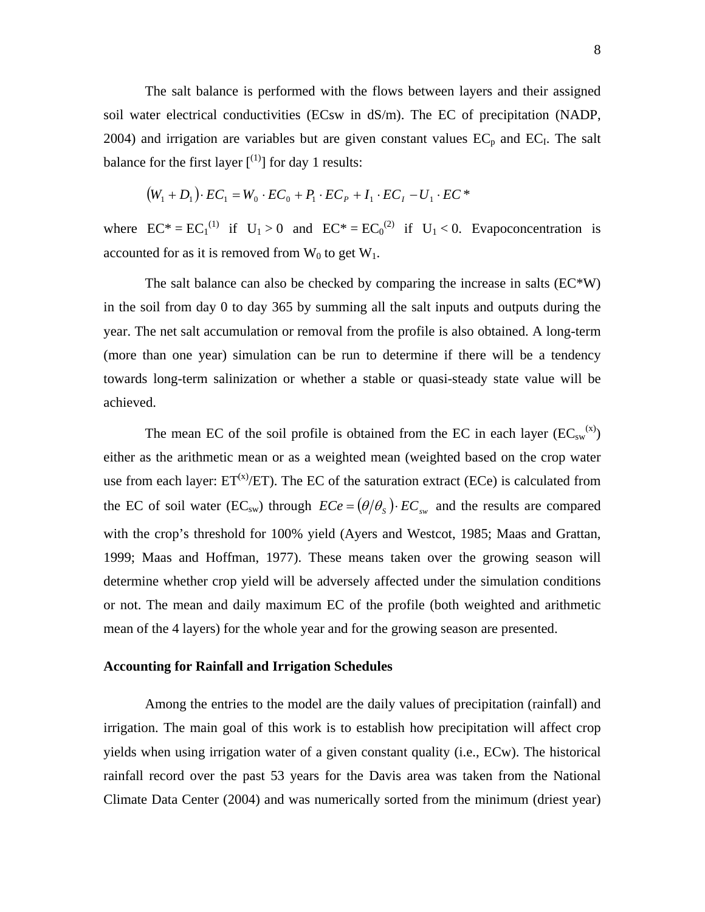The salt balance is performed with the flows between layers and their assigned soil water electrical conductivities (ECsw in dS/m). The EC of precipitation (NADP, 2004) and irrigation are variables but are given constant values $EC_p$ and $EC_I$. The salt balance for the first layer [$^{(1)}$] for day 1 results:

$$\left(W_1 + D_1\right) \cdot EC_1 = W_0 \cdot EC_0 + P_1 \cdot EC_P + I_1 \cdot EC_I - U_1 \cdot EC^*$$

where $EC^* = EC_1^{(1)}$ if $U_1 > 0$ and $EC^* = EC_0^{(2)}$ if $U_1 < 0$. Evapoconcentration is accounted for as it is removed from $W_0$ to get $W_1$.

The salt balance can also be checked by comparing the increase in salts (EC*W) in the soil from day 0 to day 365 by summing all the salt inputs and outputs during the year. The net salt accumulation or removal from the profile is also obtained. A long-term (more than one year) simulation can be run to determine if there will be a tendency towards long-term salinization or whether a stable or quasi-steady state value will be achieved.

The mean EC of the soil profile is obtained from the EC in each layer ($EC_{sw}^{(x)}$) either as the arithmetic mean or as a weighted mean (weighted based on the crop water use from each layer: $ET^{(x)}/ET$). The EC of the saturation extract (ECe) is calculated from the EC of soil water ($EC_{sw}$) through $ECe = \left(\theta/\theta_S\right) \cdot EC_{sw}$ and the results are compared with the crop's threshold for 100% yield (Ayers and Westcot, 1985; Maas and Grattan, 1999; Maas and Hoffman, 1977). These means taken over the growing season will determine whether crop yield will be adversely affected under the simulation conditions or not. The mean and daily maximum EC of the profile (both weighted and arithmetic mean of the 4 layers) for the whole year and for the growing season are presented.

### Accounting for Rainfall and Irrigation Schedules

Among the entries to the model are the daily values of precipitation (rainfall) and irrigation. The main goal of this work is to establish how precipitation will affect crop yields when using irrigation water of a given constant quality (i.e., ECw). The historical rainfall record over the past 53 years for the Davis area was taken from the National Climate Data Center (2004) and was numerically sorted from the minimum (driest year)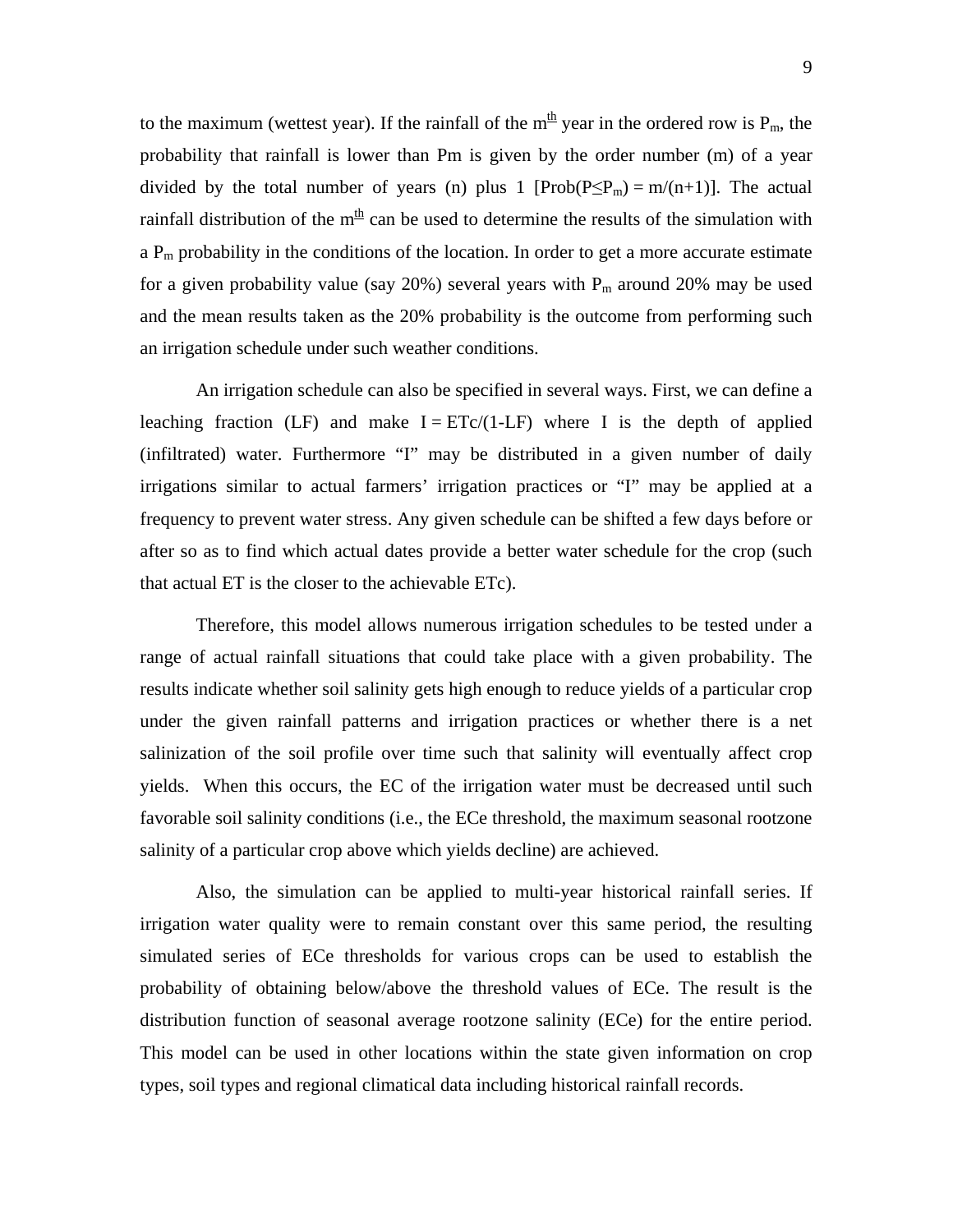to the maximum (wettest year). If the rainfall of the $m^{th}$ year in the ordered row is $P_m$, the probability that rainfall is lower than Pm is given by the order number (m) of a year divided by the total number of years (n) plus 1 [$Prob(P \leq P_m) = m/(n+1)$]. The actual rainfall distribution of the $m^{th}$ can be used to determine the results of the simulation with a $P_m$ probability in the conditions of the location. In order to get a more accurate estimate for a given probability value (say 20%) several years with $P_m$ around 20% may be used and the mean results taken as the 20% probability is the outcome from performing such an irrigation schedule under such weather conditions.

An irrigation schedule can also be specified in several ways. First, we can define a leaching fraction (LF) and make $I = ETc/(1-LF)$ where I is the depth of applied (infiltrated) water. Furthermore "I" may be distributed in a given number of daily irrigations similar to actual farmers' irrigation practices or "I" may be applied at a frequency to prevent water stress. Any given schedule can be shifted a few days before or after so as to find which actual dates provide a better water schedule for the crop (such that actual ET is the closer to the achievable ETc).

Therefore, this model allows numerous irrigation schedules to be tested under a range of actual rainfall situations that could take place with a given probability. The results indicate whether soil salinity gets high enough to reduce yields of a particular crop under the given rainfall patterns and irrigation practices or whether there is a net salinization of the soil profile over time such that salinity will eventually affect crop yields. When this occurs, the EC of the irrigation water must be decreased until such favorable soil salinity conditions (i.e., the ECe threshold, the maximum seasonal rootzone salinity of a particular crop above which yields decline) are achieved.

Also, the simulation can be applied to multi-year historical rainfall series. If irrigation water quality were to remain constant over this same period, the resulting simulated series of ECe thresholds for various crops can be used to establish the probability of obtaining below/above the threshold values of ECe. The result is the distribution function of seasonal average rootzone salinity (ECe) for the entire period. This model can be used in other locations within the state given information on crop types, soil types and regional climatical data including historical rainfall records.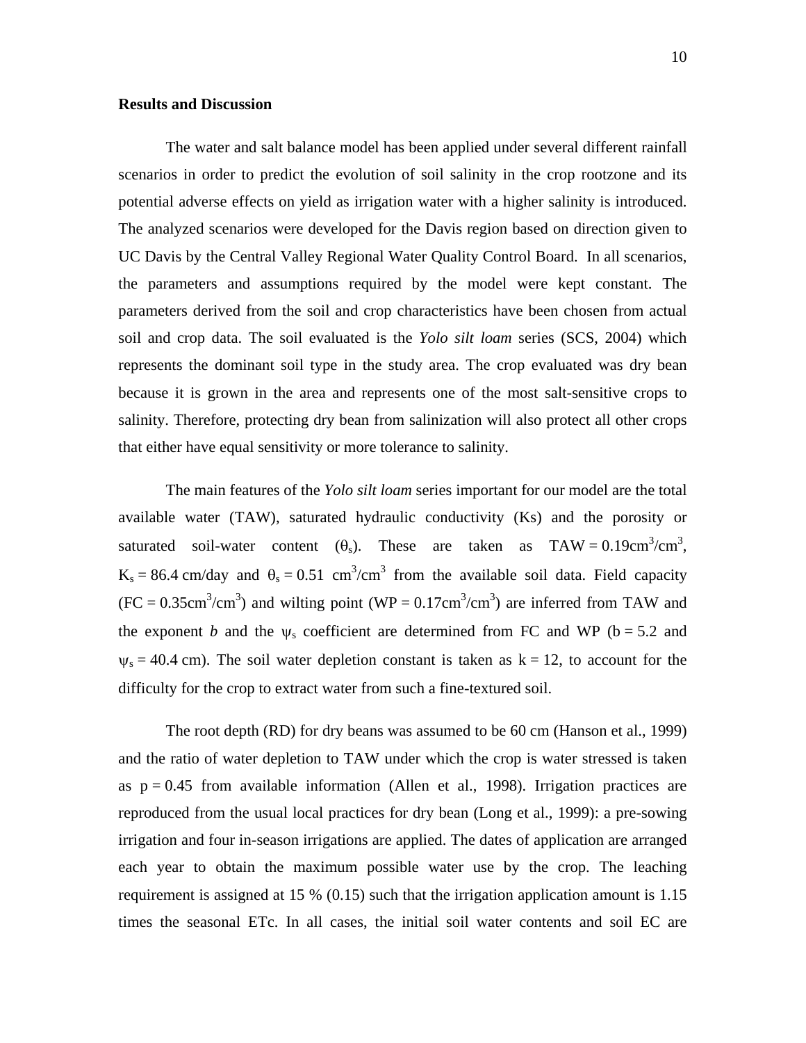## Results and Discussion

The water and salt balance model has been applied under several different rainfall scenarios in order to predict the evolution of soil salinity in the crop rootzone and its potential adverse effects on yield as irrigation water with a higher salinity is introduced. The analyzed scenarios were developed for the Davis region based on direction given to UC Davis by the Central Valley Regional Water Quality Control Board. In all scenarios, the parameters and assumptions required by the model were kept constant. The parameters derived from the soil and crop characteristics have been chosen from actual soil and crop data. The soil evaluated is the *Yolo silt loam* series (SCS, 2004) which represents the dominant soil type in the study area. The crop evaluated was dry bean because it is grown in the area and represents one of the most salt-sensitive crops to salinity. Therefore, protecting dry bean from salinization will also protect all other crops that either have equal sensitivity or more tolerance to salinity.

The main features of the *Yolo silt loam* series important for our model are the total available water (TAW), saturated hydraulic conductivity (Ks) and the porosity or saturated soil-water content ($\theta_s$). These are taken as $TAW = 0.19 cm^3/cm^3$, $K_s = 86.4$ cm/day and $\theta_s = 0.51$ $cm^3/cm^3$ from the available soil data. Field capacity ($FC = 0.35 cm^3/cm^3$) and wilting point ($WP = 0.17 cm^3/cm^3$) are inferred from TAW and the exponent $b$ and the $\psi_s$ coefficient are determined from FC and WP ($b = 5.2$ and $\psi_s = 40.4$ cm). The soil water depletion constant is taken as $k = 12$, to account for the difficulty for the crop to extract water from such a fine-textured soil.

The root depth (RD) for dry beans was assumed to be 60 cm (Hanson et al., 1999) and the ratio of water depletion to TAW under which the crop is water stressed is taken as $p = 0.45$ from available information (Allen et al., 1998). Irrigation practices are reproduced from the usual local practices for dry bean (Long et al., 1999): a pre-sowing irrigation and four in-season irrigations are applied. The dates of application are arranged each year to obtain the maximum possible water use by the crop. The leaching requirement is assigned at 15 % (0.15) such that the irrigation application amount is 1.15 times the seasonal ETc. In all cases, the initial soil water contents and soil EC are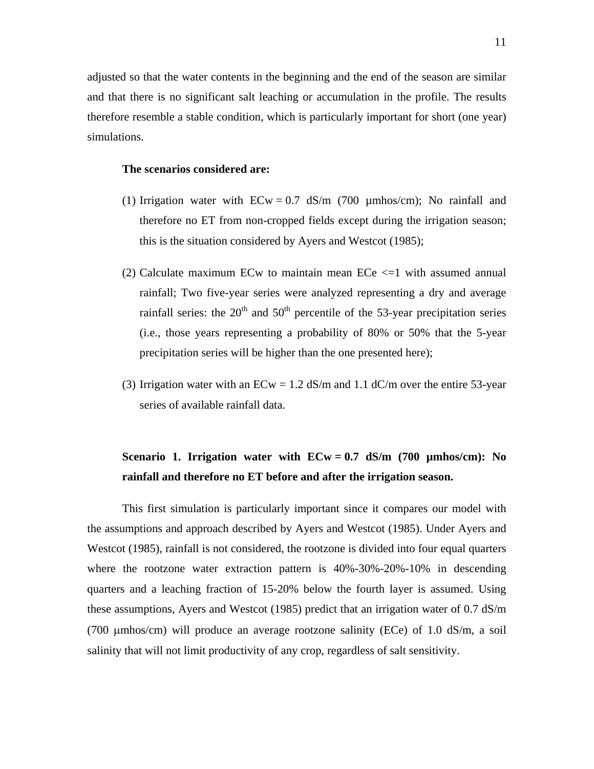adjusted so that the water contents in the beginning and the end of the season are similar and that there is no significant salt leaching or accumulation in the profile. The results therefore resemble a stable condition, which is particularly important for short (one year) simulations.

**The scenarios considered are:**

(1) Irrigation water with ECw = 0.7 dS/m (700 µmhos/cm); No rainfall and therefore no ET from non-cropped fields except during the irrigation season; this is the situation considered by Ayers and Westcot (1985);

(2) Calculate maximum ECw to maintain mean ECe <=1 with assumed annual rainfall; Two five-year series were analyzed representing a dry and average rainfall series: the 20$^{th}$ and 50$^{th}$ percentile of the 53-year precipitation series (i.e., those years representing a probability of 80% or 50% that the 5-year precipitation series will be higher than the one presented here);

(3) Irrigation water with an ECw = 1.2 dS/m and 1.1 dC/m over the entire 53-year series of available rainfall data.

**Scenario 1. Irrigation water with ECw = 0.7 dS/m (700 µmhos/cm): No rainfall and therefore no ET before and after the irrigation season.**

This first simulation is particularly important since it compares our model with the assumptions and approach described by Ayers and Westcot (1985). Under Ayers and Westcot (1985), rainfall is not considered, the rootzone is divided into four equal quarters where the rootzone water extraction pattern is 40%-30%-20%-10% in descending quarters and a leaching fraction of 15-20% below the fourth layer is assumed. Using these assumptions, Ayers and Westcot (1985) predict that an irrigation water of 0.7 dS/m (700 µmhos/cm) will produce an average rootzone salinity (ECe) of 1.0 dS/m, a soil salinity that will not limit productivity of any crop, regardless of salt sensitivity.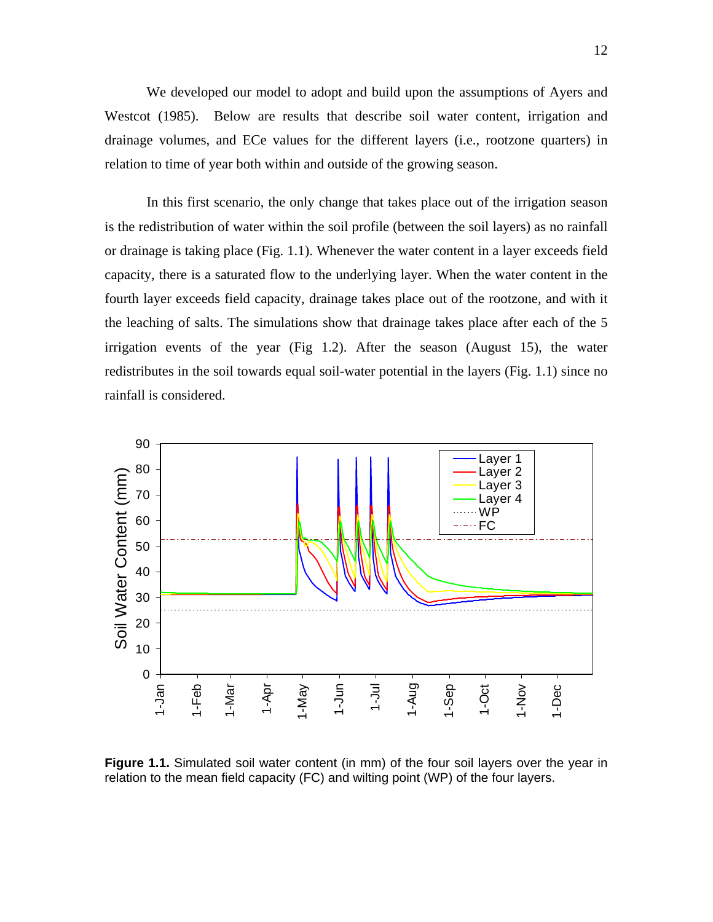We developed our model to adopt and build upon the assumptions of Ayers and Westcot (1985). Below are results that describe soil water content, irrigation and drainage volumes, and ECe values for the different layers (i.e., rootzone quarters) in relation to time of year both within and outside of the growing season.

In this first scenario, the only change that takes place out of the irrigation season is the redistribution of water within the soil profile (between the soil layers) as no rainfall or drainage is taking place (Fig. 1.1). Whenever the water content in a layer exceeds field capacity, there is a saturated flow to the underlying layer. When the water content in the fourth layer exceeds field capacity, drainage takes place out of the rootzone, and with it the leaching of salts. The simulations show that drainage takes place after each of the 5 irrigation events of the year (Fig 1.2). After the season (August 15), the water redistributes in the soil towards equal soil-water potential in the layers (Fig. 1.1) since no rainfall is considered.

**Figure 1.1.** Simulated soil water content (in mm) of the four soil layers over the year in relation to the mean field capacity (FC) and wilting point (WP) of the four layers.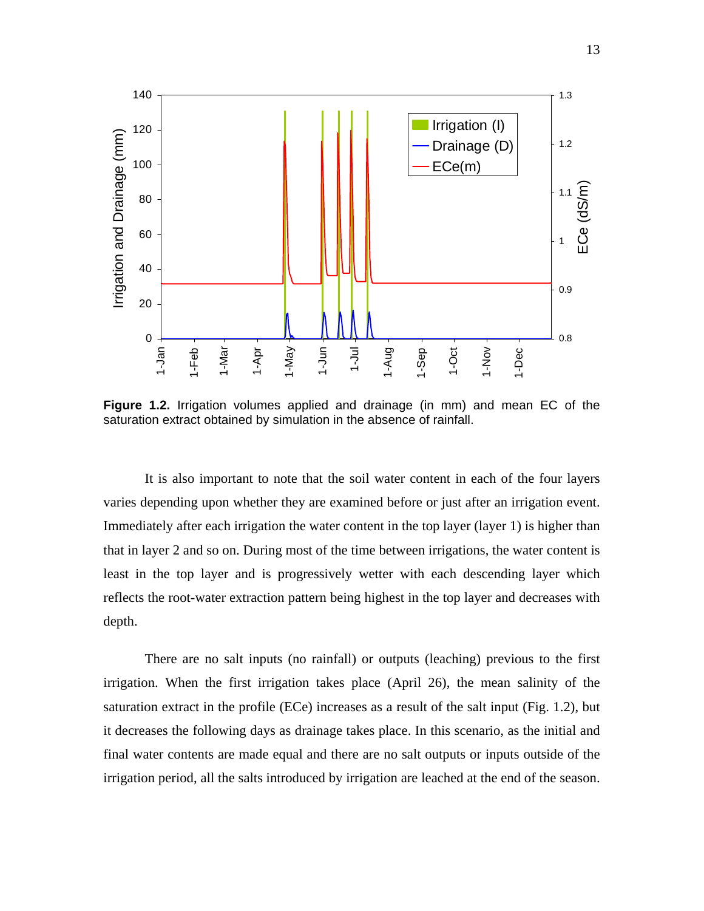**Figure 1.2.** Irrigation volumes applied and drainage (in mm) and mean EC of the saturation extract obtained by simulation in the absence of rainfall.

It is also important to note that the soil water content in each of the four layers varies depending upon whether they are examined before or just after an irrigation event. Immediately after each irrigation the water content in the top layer (layer 1) is higher than that in layer 2 and so on. During most of the time between irrigations, the water content is least in the top layer and is progressively wetter with each descending layer which reflects the root-water extraction pattern being highest in the top layer and decreases with depth.

There are no salt inputs (no rainfall) or outputs (leaching) previous to the first irrigation. When the first irrigation takes place (April 26), the mean salinity of the saturation extract in the profile (ECe) increases as a result of the salt input (Fig. 1.2), but it decreases the following days as drainage takes place. In this scenario, as the initial and final water contents are made equal and there are no salt outputs or inputs outside of the irrigation period, all the salts introduced by irrigation are leached at the end of the season.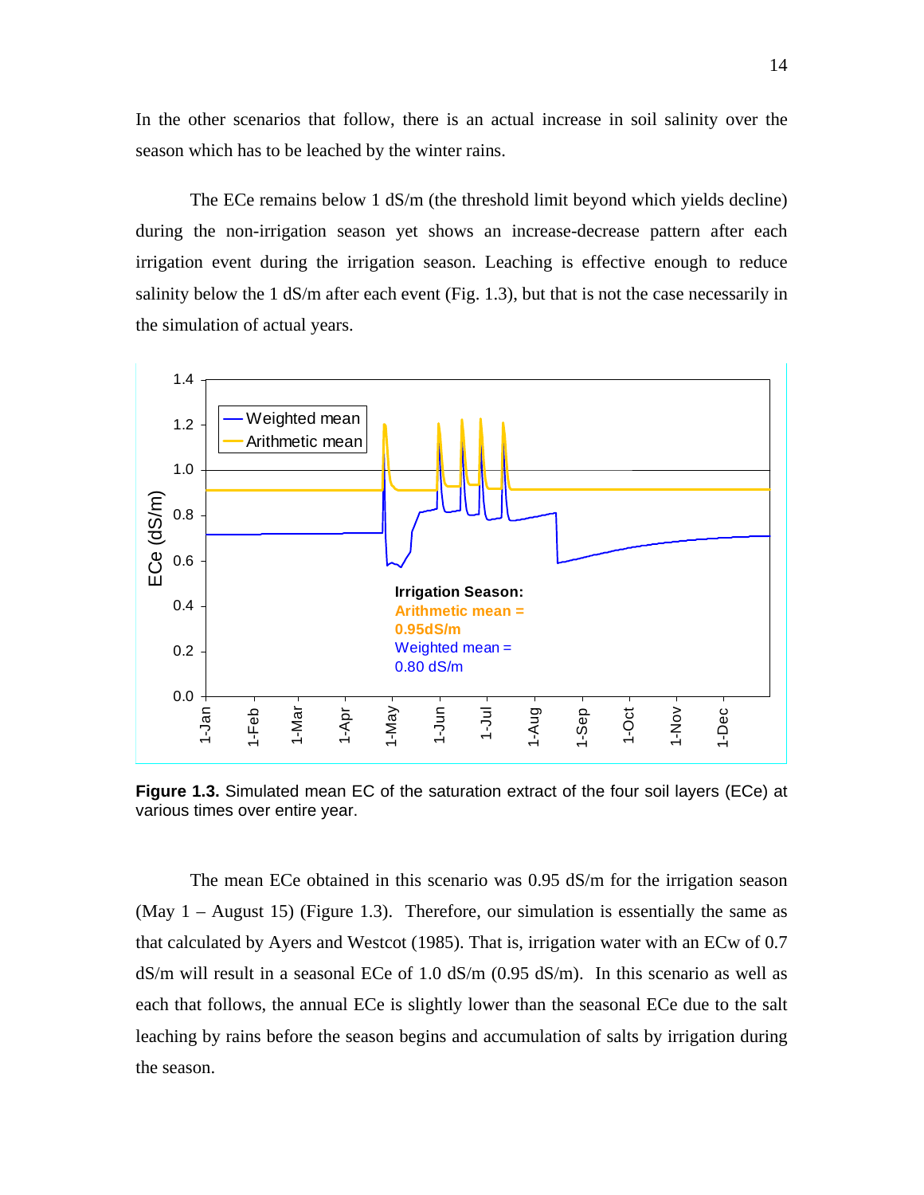In the other scenarios that follow, there is an actual increase in soil salinity over the season which has to be leached by the winter rains.

The ECe remains below 1 dS/m (the threshold limit beyond which yields decline) during the non-irrigation season yet shows an increase-decrease pattern after each irrigation event during the irrigation season. Leaching is effective enough to reduce salinity below the 1 dS/m after each event (Fig. 1.3), but that is not the case necessarily in the simulation of actual years.

**Figure 1.3.** Simulated mean EC of the saturation extract of the four soil layers (ECe) at various times over entire year.

The mean ECe obtained in this scenario was 0.95 dS/m for the irrigation season (May 1 – August 15) (Figure 1.3). Therefore, our simulation is essentially the same as that calculated by Ayers and Westcot (1985). That is, irrigation water with an ECw of 0.7 dS/m will result in a seasonal ECe of 1.0 dS/m (0.95 dS/m). In this scenario as well as each that follows, the annual ECe is slightly lower than the seasonal ECe due to the salt leaching by rains before the season begins and accumulation of salts by irrigation during the season.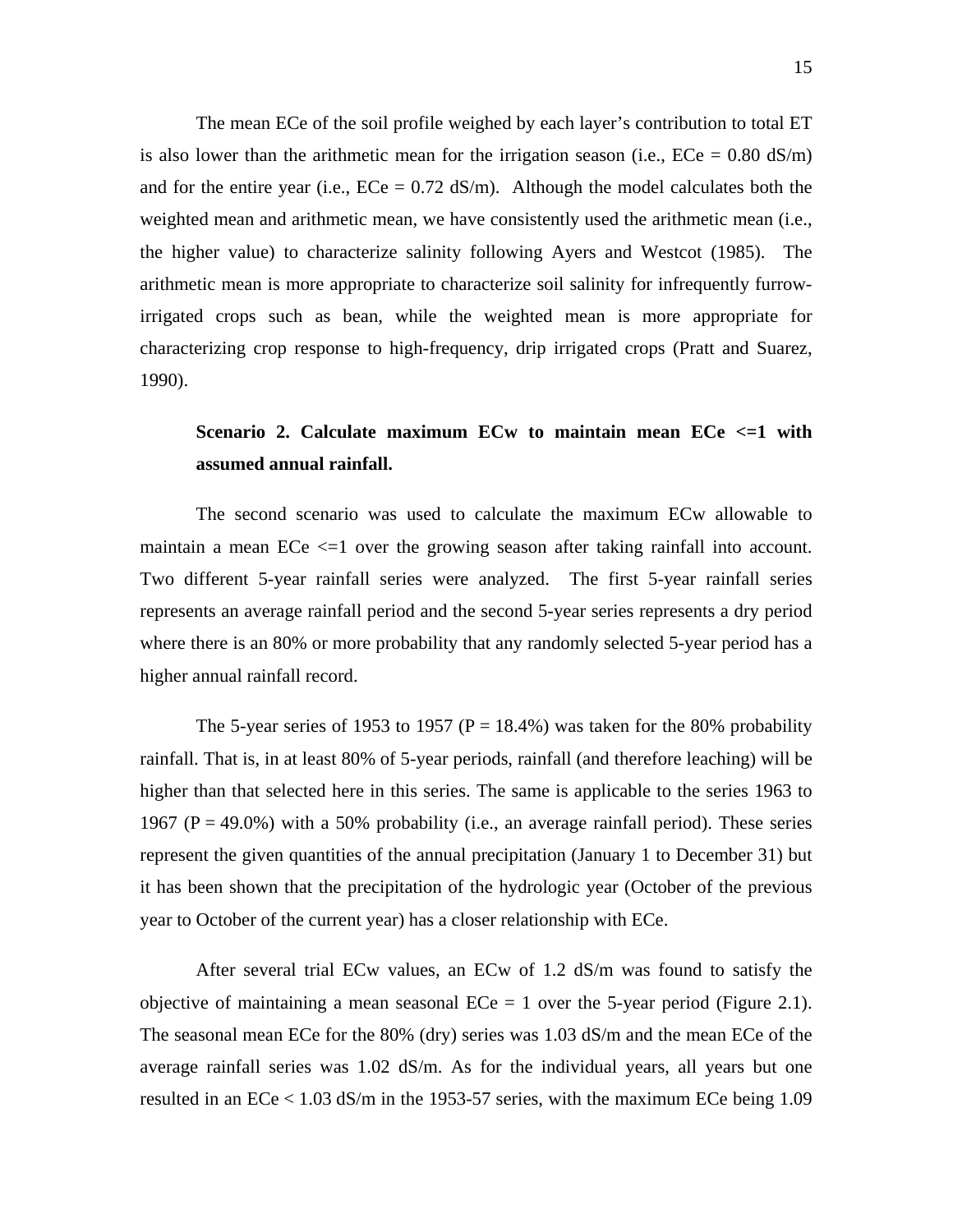The mean ECe of the soil profile weighed by each layer's contribution to total ET is also lower than the arithmetic mean for the irrigation season (i.e., ECe = 0.80 dS/m) and for the entire year (i.e., ECe = 0.72 dS/m). Although the model calculates both the weighted mean and arithmetic mean, we have consistently used the arithmetic mean (i.e., the higher value) to characterize salinity following Ayers and Westcot (1985). The arithmetic mean is more appropriate to characterize soil salinity for infrequently furrow-irrigated crops such as bean, while the weighted mean is more appropriate for characterizing crop response to high-frequency, drip irrigated crops (Pratt and Suarez, 1990).

**Scenario 2. Calculate maximum ECw to maintain mean ECe <=1 with assumed annual rainfall.**

The second scenario was used to calculate the maximum ECw allowable to maintain a mean ECe <=1 over the growing season after taking rainfall into account. Two different 5-year rainfall series were analyzed. The first 5-year rainfall series represents an average rainfall period and the second 5-year series represents a dry period where there is an 80% or more probability that any randomly selected 5-year period has a higher annual rainfall record.

The 5-year series of 1953 to 1957 (P = 18.4%) was taken for the 80% probability rainfall. That is, in at least 80% of 5-year periods, rainfall (and therefore leaching) will be higher than that selected here in this series. The same is applicable to the series 1963 to 1967 (P = 49.0%) with a 50% probability (i.e., an average rainfall period). These series represent the given quantities of the annual precipitation (January 1 to December 31) but it has been shown that the precipitation of the hydrologic year (October of the previous year to October of the current year) has a closer relationship with ECe.

After several trial ECw values, an ECw of 1.2 dS/m was found to satisfy the objective of maintaining a mean seasonal ECe = 1 over the 5-year period (Figure 2.1). The seasonal mean ECe for the 80% (dry) series was 1.03 dS/m and the mean ECe of the average rainfall series was 1.02 dS/m. As for the individual years, all years but one resulted in an ECe < 1.03 dS/m in the 1953-57 series, with the maximum ECe being 1.09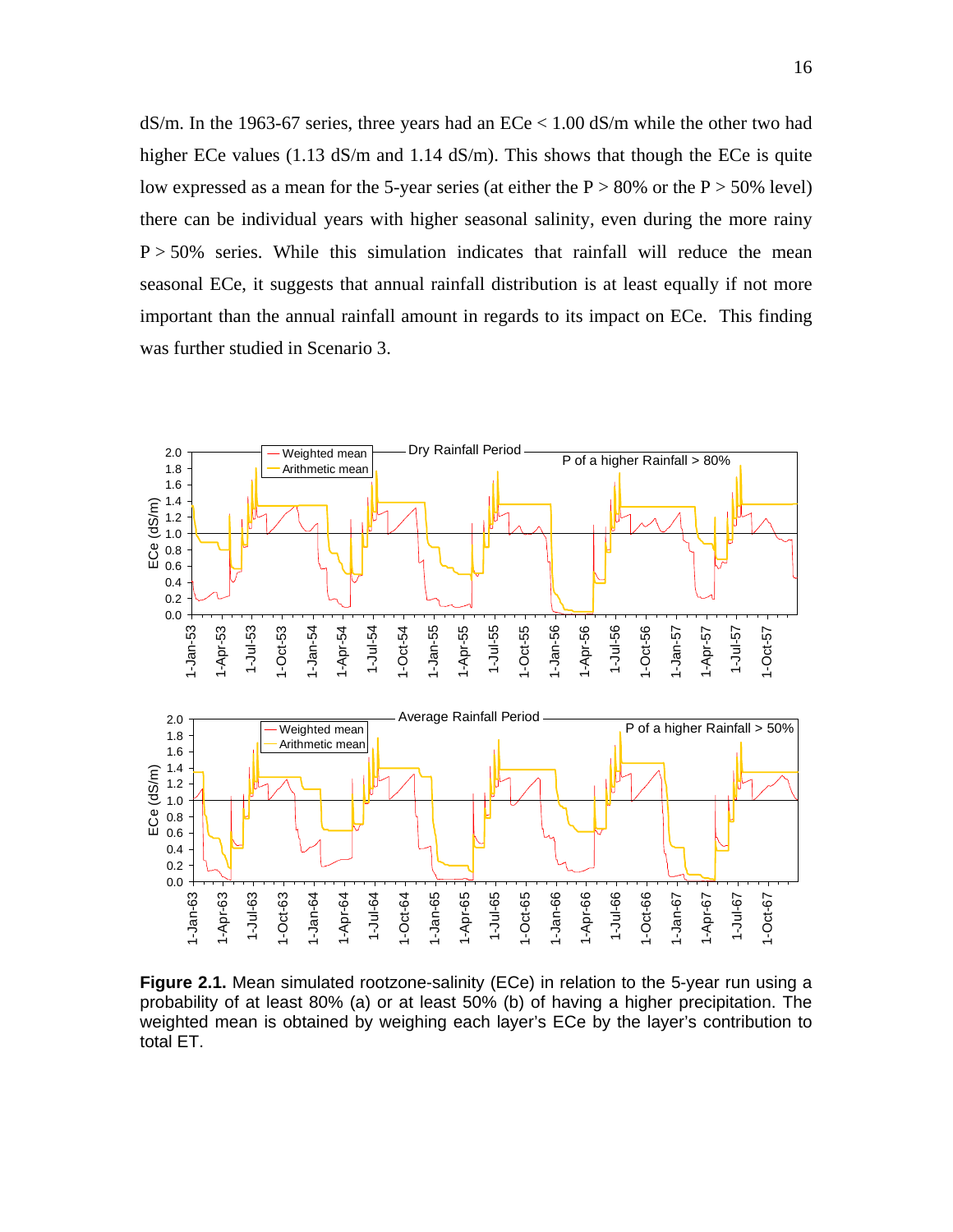dS/m. In the 1963-67 series, three years had an ECe < 1.00 dS/m while the other two had higher ECe values (1.13 dS/m and 1.14 dS/m). This shows that though the ECe is quite low expressed as a mean for the 5-year series (at either the P > 80% or the P > 50% level) there can be individual years with higher seasonal salinity, even during the more rainy P > 50% series. While this simulation indicates that rainfall will reduce the mean seasonal ECe, it suggests that annual rainfall distribution is at least equally if not more important than the annual rainfall amount in regards to its impact on ECe. This finding was further studied in Scenario 3.

**Figure 2.1.** Mean simulated rootzone-salinity (ECe) in relation to the 5-year run using a probability of at least 80% (a) or at least 50% (b) of having a higher precipitation. The weighted mean is obtained by weighing each layer's ECe by the layer's contribution to total ET.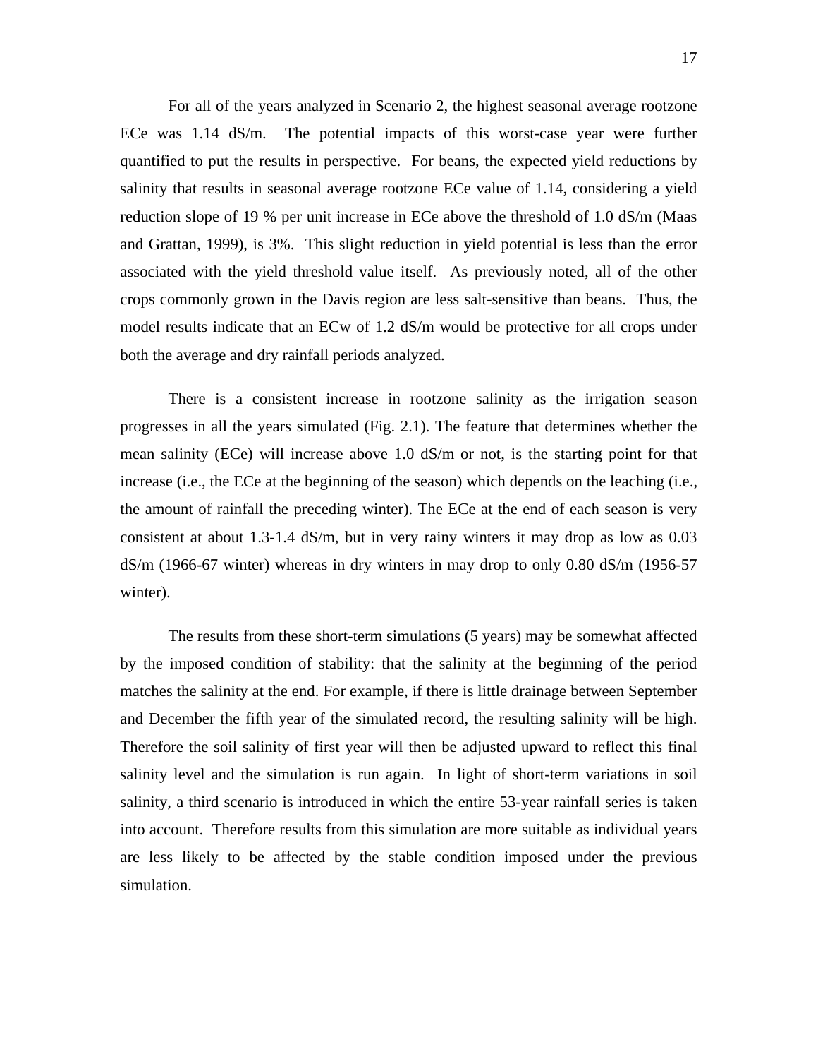For all of the years analyzed in Scenario 2, the highest seasonal average rootzone ECe was 1.14 dS/m. The potential impacts of this worst-case year were further quantified to put the results in perspective. For beans, the expected yield reductions by salinity that results in seasonal average rootzone ECe value of 1.14, considering a yield reduction slope of 19 % per unit increase in ECe above the threshold of 1.0 dS/m (Maas and Grattan, 1999), is 3%. This slight reduction in yield potential is less than the error associated with the yield threshold value itself. As previously noted, all of the other crops commonly grown in the Davis region are less salt-sensitive than beans. Thus, the model results indicate that an ECw of 1.2 dS/m would be protective for all crops under both the average and dry rainfall periods analyzed.

There is a consistent increase in rootzone salinity as the irrigation season progresses in all the years simulated (Fig. 2.1). The feature that determines whether the mean salinity (ECe) will increase above 1.0 dS/m or not, is the starting point for that increase (i.e., the ECe at the beginning of the season) which depends on the leaching (i.e., the amount of rainfall the preceding winter). The ECe at the end of each season is very consistent at about 1.3-1.4 dS/m, but in very rainy winters it may drop as low as 0.03 dS/m (1966-67 winter) whereas in dry winters in may drop to only 0.80 dS/m (1956-57 winter).

The results from these short-term simulations (5 years) may be somewhat affected by the imposed condition of stability: that the salinity at the beginning of the period matches the salinity at the end. For example, if there is little drainage between September and December the fifth year of the simulated record, the resulting salinity will be high. Therefore the soil salinity of first year will then be adjusted upward to reflect this final salinity level and the simulation is run again. In light of short-term variations in soil salinity, a third scenario is introduced in which the entire 53-year rainfall series is taken into account. Therefore results from this simulation are more suitable as individual years are less likely to be affected by the stable condition imposed under the previous simulation.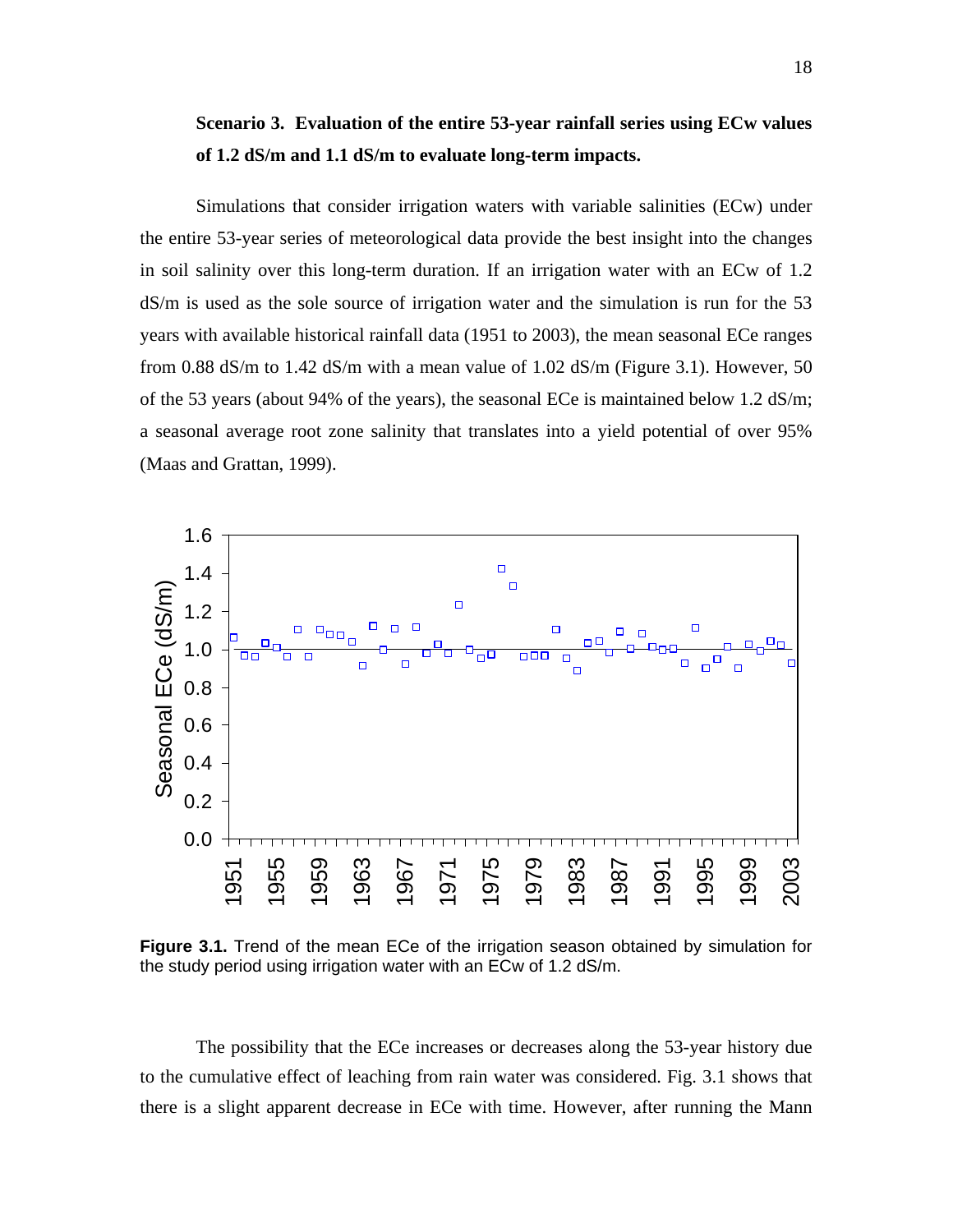**Scenario 3. Evaluation of the entire 53-year rainfall series using ECw values of 1.2 dS/m and 1.1 dS/m to evaluate long-term impacts.**

Simulations that consider irrigation waters with variable salinities (ECw) under the entire 53-year series of meteorological data provide the best insight into the changes in soil salinity over this long-term duration. If an irrigation water with an ECw of 1.2 dS/m is used as the sole source of irrigation water and the simulation is run for the 53 years with available historical rainfall data (1951 to 2003), the mean seasonal ECe ranges from 0.88 dS/m to 1.42 dS/m with a mean value of 1.02 dS/m (Figure 3.1). However, 50 of the 53 years (about 94% of the years), the seasonal ECe is maintained below 1.2 dS/m; a seasonal average root zone salinity that translates into a yield potential of over 95% (Maas and Grattan, 1999).

**Figure 3.1.** Trend of the mean ECe of the irrigation season obtained by simulation for the study period using irrigation water with an ECw of 1.2 dS/m.

The possibility that the ECe increases or decreases along the 53-year history due to the cumulative effect of leaching from rain water was considered. Fig. 3.1 shows that there is a slight apparent decrease in ECe with time. However, after running the Mann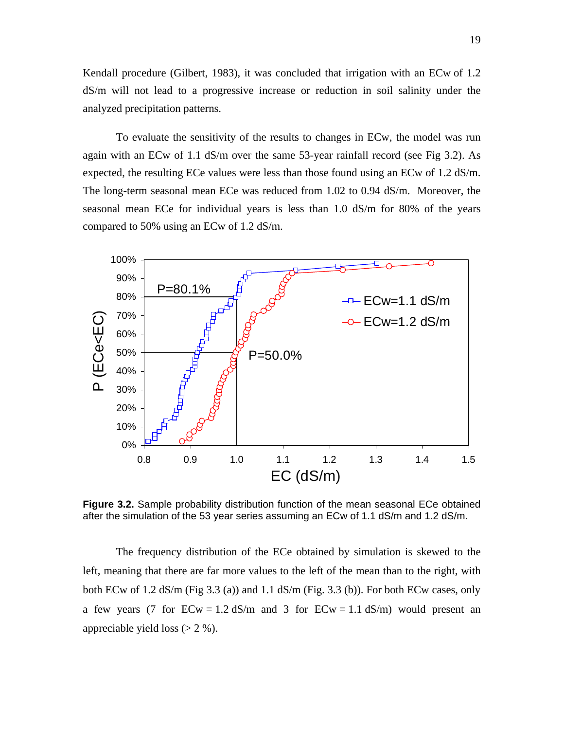Kendall procedure (Gilbert, 1983), it was concluded that irrigation with an ECw of 1.2 dS/m will not lead to a progressive increase or reduction in soil salinity under the analyzed precipitation patterns.

To evaluate the sensitivity of the results to changes in ECw, the model was run again with an ECw of 1.1 dS/m over the same 53-year rainfall record (see Fig 3.2). As expected, the resulting ECe values were less than those found using an ECw of 1.2 dS/m. The long-term seasonal mean ECe was reduced from 1.02 to 0.94 dS/m. Moreover, the seasonal mean ECe for individual years is less than 1.0 dS/m for 80% of the years compared to 50% using an ECw of 1.2 dS/m.

**Figure 3.2.** Sample probability distribution function of the mean seasonal ECe obtained after the simulation of the 53 year series assuming an ECw of 1.1 dS/m and 1.2 dS/m.

The frequency distribution of the ECe obtained by simulation is skewed to the left, meaning that there are far more values to the left of the mean than to the right, with both ECw of 1.2 dS/m (Fig 3.3 (a)) and 1.1 dS/m (Fig. 3.3 (b)). For both ECw cases, only a few years (7 for ECw = 1.2 dS/m and 3 for ECw = 1.1 dS/m) would present an appreciable yield loss (> 2 %).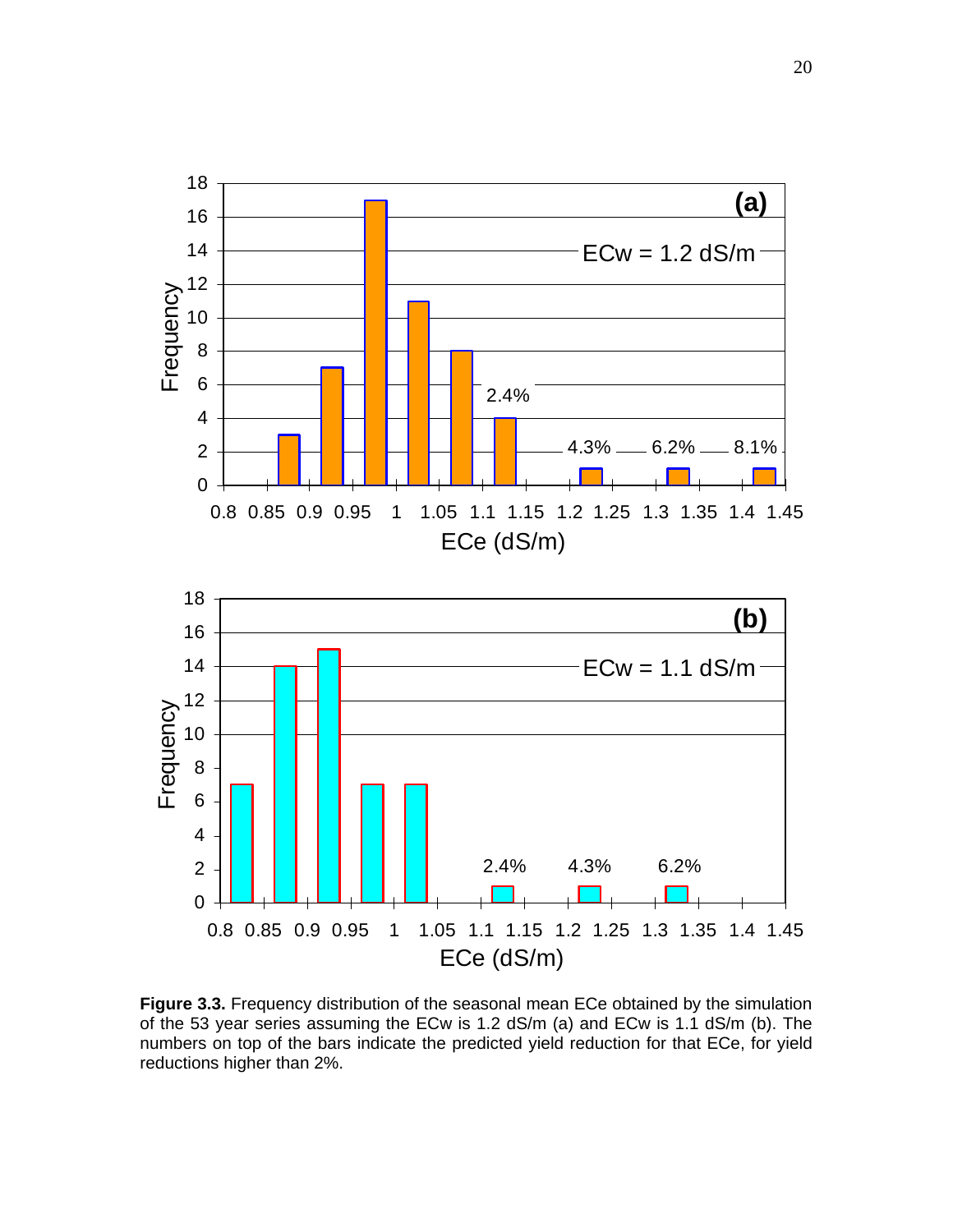**Figure 3.3.** Frequency distribution of the seasonal mean ECe obtained by the simulation of the 53 year series assuming the ECw is 1.2 dS/m (a) and ECw is 1.1 dS/m (b). The numbers on top of the bars indicate the predicted yield reduction for that ECe, for yield reductions higher than 2%.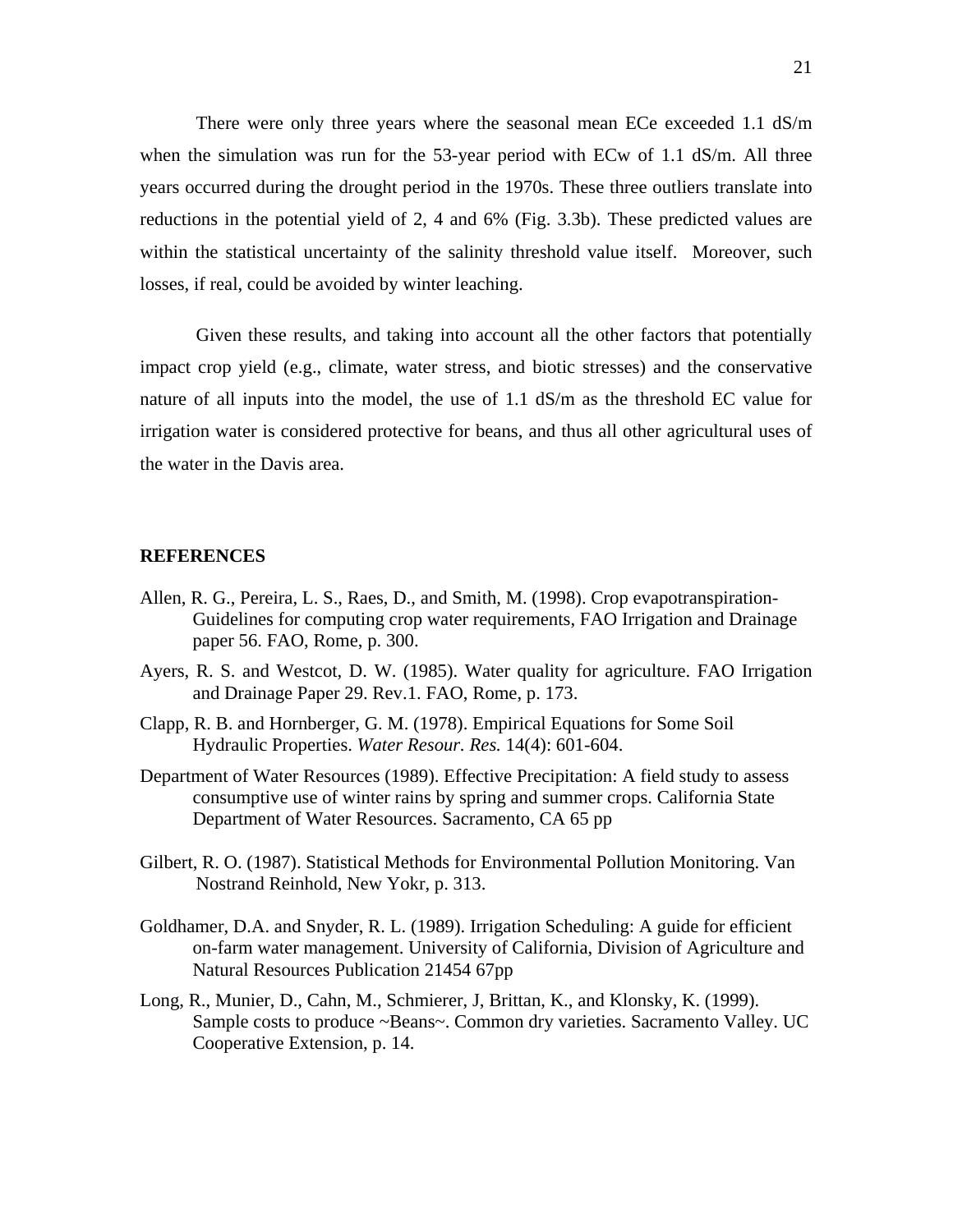There were only three years where the seasonal mean ECe exceeded 1.1 dS/m when the simulation was run for the 53-year period with ECw of 1.1 dS/m. All three years occurred during the drought period in the 1970s. These three outliers translate into reductions in the potential yield of 2, 4 and 6% (Fig. 3.3b). These predicted values are within the statistical uncertainty of the salinity threshold value itself. Moreover, such losses, if real, could be avoided by winter leaching.

Given these results, and taking into account all the other factors that potentially impact crop yield (e.g., climate, water stress, and biotic stresses) and the conservative nature of all inputs into the model, the use of 1.1 dS/m as the threshold EC value for irrigation water is considered protective for beans, and thus all other agricultural uses of the water in the Davis area.

## REFERENCES

Allen, R. G., Pereira, L. S., Raes, D., and Smith, M. (1998). Crop evapotranspiration-Guidelines for computing crop water requirements, FAO Irrigation and Drainage paper 56. FAO, Rome, p. 300.

Ayers, R. S. and Westcot, D. W. (1985). Water quality for agriculture. FAO Irrigation and Drainage Paper 29. Rev.1. FAO, Rome, p. 173.

Clapp, R. B. and Hornberger, G. M. (1978). Empirical Equations for Some Soil Hydraulic Properties. *Water Resour. Res.* 14(4): 601-604.

Department of Water Resources (1989). Effective Precipitation: A field study to assess consumptive use of winter rains by spring and summer crops. California State Department of Water Resources. Sacramento, CA 65 pp

Gilbert, R. O. (1987). Statistical Methods for Environmental Pollution Monitoring. Van Nostrand Reinhold, New Yokr, p. 313.

Goldhamer, D.A. and Snyder, R. L. (1989). Irrigation Scheduling: A guide for efficient on-farm water management. University of California, Division of Agriculture and Natural Resources Publication 21454 67pp

Long, R., Munier, D., Cahn, M., Schmierer, J, Brittan, K., and Klonsky, K. (1999). Sample costs to produce ~Beans~. Common dry varieties. Sacramento Valley. UC Cooperative Extension, p. 14.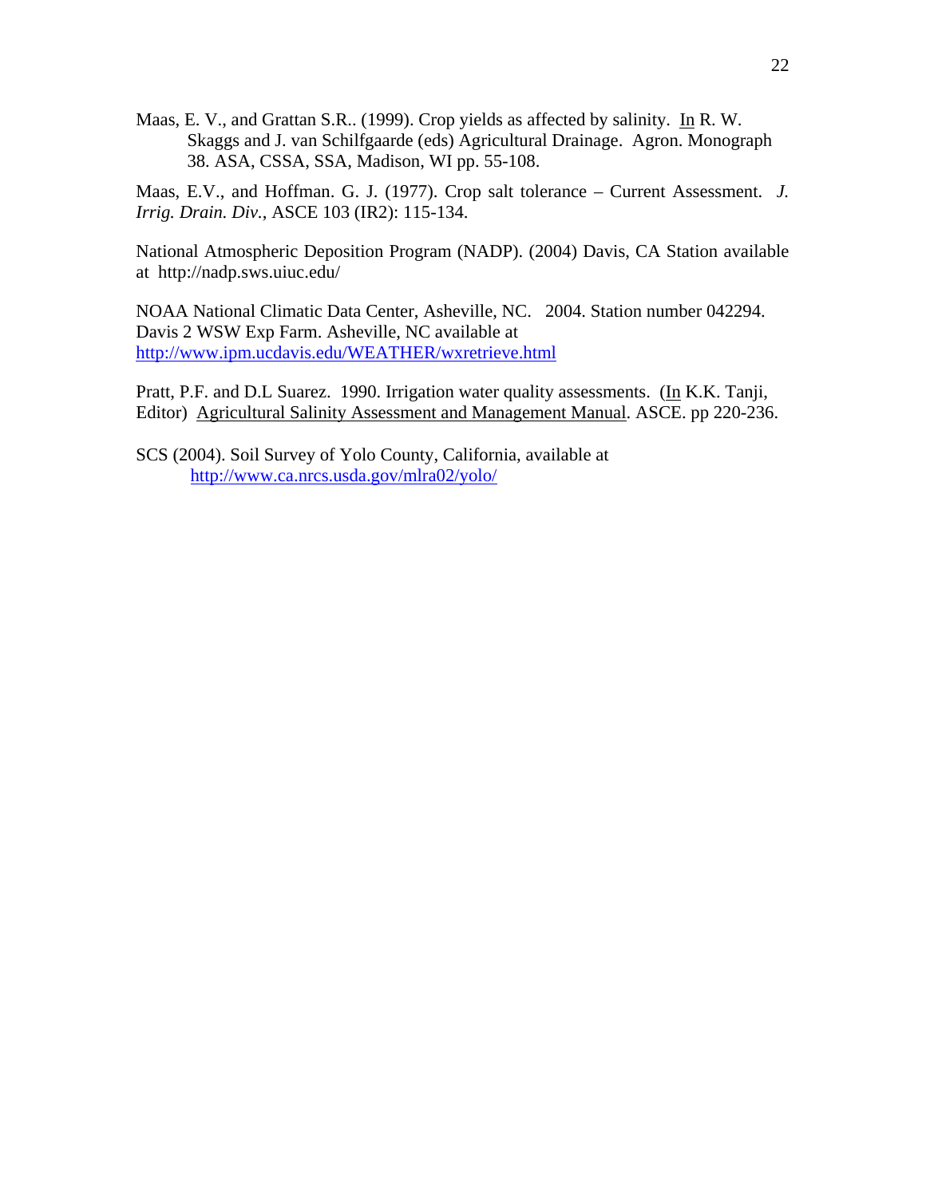Maas, E. V., and Grattan S.R.. (1999). Crop yields as affected by salinity. In R. W. Skaggs and J. van Schilfgaarde (eds) Agricultural Drainage. Agron. Monograph 38. ASA, CSSA, SSA, Madison, WI pp. 55-108.

Maas, E.V., and Hoffman. G. J. (1977). Crop salt tolerance – Current Assessment. *J. Irrig. Drain. Div.*, ASCE 103 (IR2): 115-134.

National Atmospheric Deposition Program (NADP). (2004) Davis, CA Station available at http://nadp.sws.uiuc.edu/

NOAA National Climatic Data Center, Asheville, NC. 2004. Station number 042294. Davis 2 WSW Exp Farm. Asheville, NC available at http://www.ipm.ucdavis.edu/WEATHER/wxretrieve.html

Pratt, P.F. and D.L Suarez. 1990. Irrigation water quality assessments. (In K.K. Tanji, Editor) Agricultural Salinity Assessment and Management Manual. ASCE. pp 220-236.

SCS (2004). Soil Survey of Yolo County, California, available at http://www.ca.nrcs.usda.gov/mlra02/yolo/